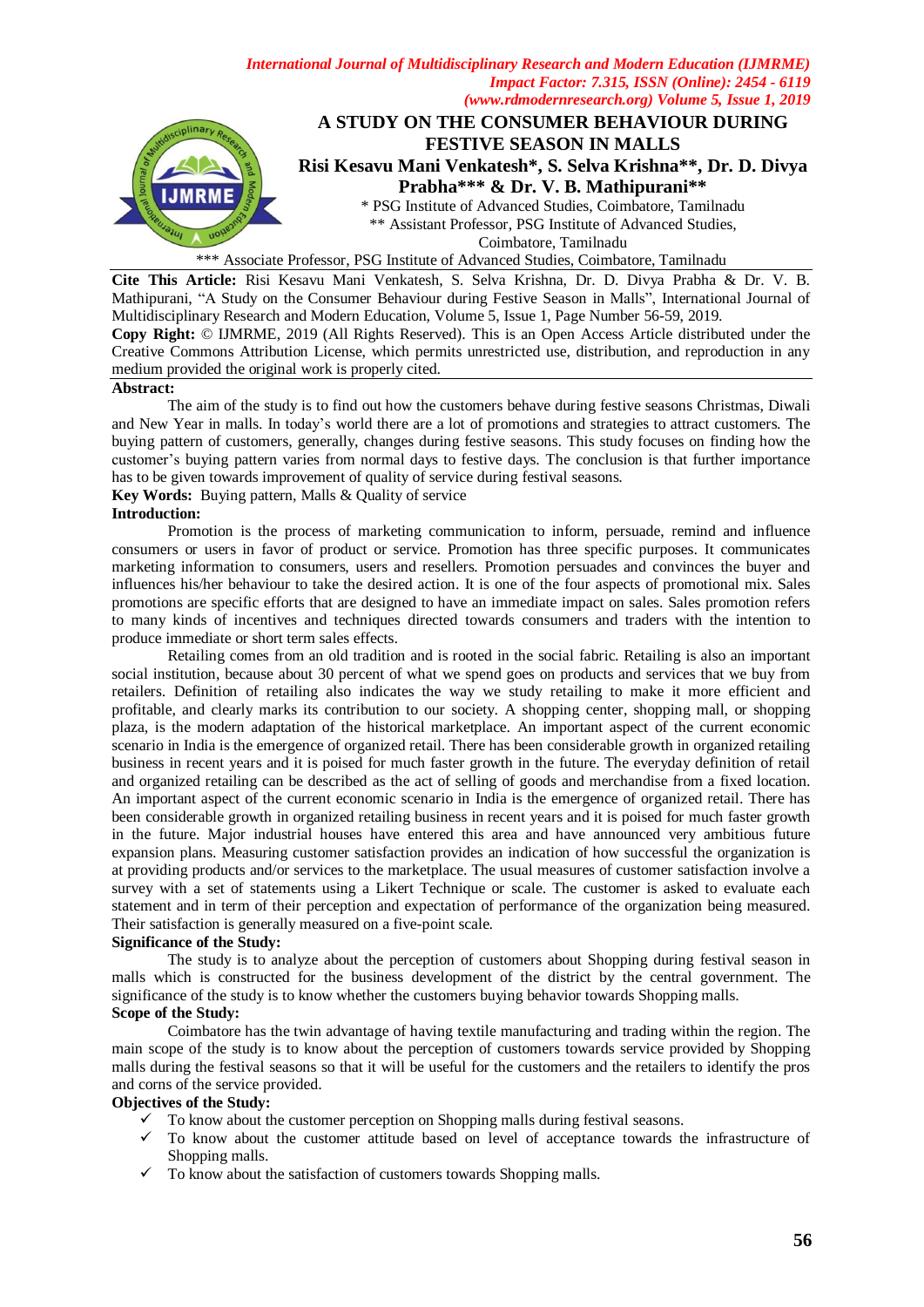# A STUDY ON THE CONSUMER BEHAVIOUR DURING FESTIVE SEASON IN MALLS

**Risi Kesavu Mani Venkatesh\*, S. Selva Krishna\*\*, Dr. D. Divya Prabha\*\*\* & Dr. V. B. Mathipurani\*\***

\* PSG Institute of Advanced Studies, Coimbatore, Tamilnadu

\*\* Assistant Professor, PSG Institute of Advanced Studies, Coimbatore, Tamilnadu

\*\*\* Associate Professor, PSG Institute of Advanced Studies, Coimbatore, Tamilnadu

**Cite This Article:** Risi Kesavu Mani Venkatesh, S. Selva Krishna, Dr. D. Divya Prabha & Dr. V. B. Mathipurani, "A Study on the Consumer Behaviour during Festive Season in Malls", International Journal of Multidisciplinary Research and Modern Education, Volume 5, Issue 1, Page Number 56-59, 2019.

**Copy Right:** © IJMRME, 2019 (All Rights Reserved). This is an Open Access Article distributed under the Creative Commons Attribution License, which permits unrestricted use, distribution, and reproduction in any medium provided the original work is properly cited.

**Abstract:**

The aim of the study is to find out how the customers behave during festive seasons Christmas, Diwali and New Year in malls. In today's world there are a lot of promotions and strategies to attract customers. The buying pattern of customers, generally, changes during festive seasons. This study focuses on finding how the customer's buying pattern varies from normal days to festive days. The conclusion is that further importance has to be given towards improvement of quality of service during festival seasons.

**Key Words:** Buying pattern, Malls & Quality of service

**Introduction:**

Promotion is the process of marketing communication to inform, persuade, remind and influence consumers or users in favor of product or service. Promotion has three specific purposes. It communicates marketing information to consumers, users and resellers. Promotion persuades and convinces the buyer and influences his/her behaviour to take the desired action. It is one of the four aspects of promotional mix. Sales promotions are specific efforts that are designed to have an immediate impact on sales. Sales promotion refers to many kinds of incentives and techniques directed towards consumers and traders with the intention to produce immediate or short term sales effects.

Retailing comes from an old tradition and is rooted in the social fabric. Retailing is also an important social institution, because about 30 percent of what we spend goes on products and services that we buy from retailers. Definition of retailing also indicates the way we study retailing to make it more efficient and profitable, and clearly marks its contribution to our society. A shopping center, shopping mall, or shopping plaza, is the modern adaptation of the historical marketplace. An important aspect of the current economic scenario in India is the emergence of organized retail. There has been considerable growth in organized retailing business in recent years and it is poised for much faster growth in the future. The everyday definition of retail and organized retailing can be described as the act of selling of goods and merchandise from a fixed location. An important aspect of the current economic scenario in India is the emergence of organized retail. There has been considerable growth in organized retailing business in recent years and it is poised for much faster growth in the future. Major industrial houses have entered this area and have announced very ambitious future expansion plans. Measuring customer satisfaction provides an indication of how successful the organization is at providing products and/or services to the marketplace. The usual measures of customer satisfaction involve a survey with a set of statements using a Likert Technique or scale. The customer is asked to evaluate each statement and in term of their perception and expectation of performance of the organization being measured. Their satisfaction is generally measured on a five-point scale.

**Significance of the Study:**

The study is to analyze about the perception of customers about Shopping during festival season in malls which is constructed for the business development of the district by the central government. The significance of the study is to know whether the customers buying behavior towards Shopping malls.

**Scope of the Study:**

Coimbatore has the twin advantage of having textile manufacturing and trading within the region. The main scope of the study is to know about the perception of customers towards service provided by Shopping malls during the festival seasons so that it will be useful for the customers and the retailers to identify the pros and corns of the service provided.

**Objectives of the Study:**

- ✓ To know about the customer perception on Shopping malls during festival seasons.
- ✓ To know about the customer attitude based on level of acceptance towards the infrastructure of Shopping malls.
- ✓ To know about the satisfaction of customers towards Shopping malls.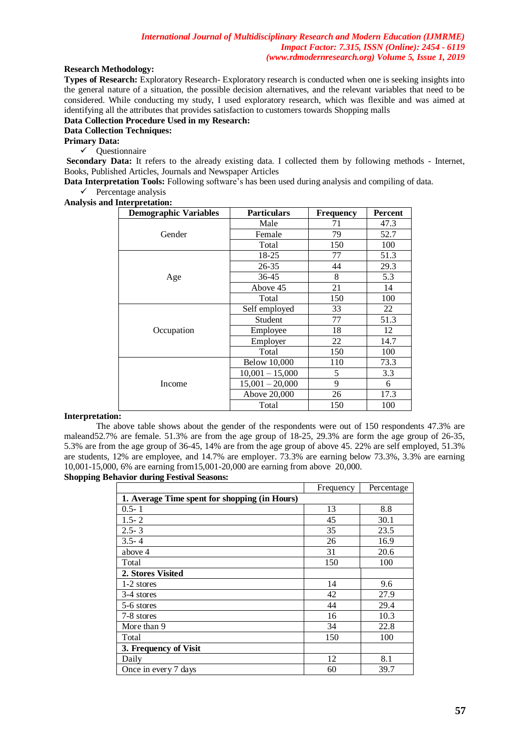**Research Methodology:**

**Types of Research:** Exploratory Research- Exploratory research is conducted when one is seeking insights into the general nature of a situation, the possible decision alternatives, and the relevant variables that need to be considered. While conducting my study, I used exploratory research, which was flexible and was aimed at identifying all the attributes that provides satisfaction to customers towards Shopping malls

**Data Collection Procedure Used in my Research:**

**Data Collection Techniques:**

**Primary Data:**

- ✓ Questionnaire

**Secondary Data:** It refers to the already existing data. I collected them by following methods - Internet, Books, Published Articles, Journals and Newspaper Articles

**Data Interpretation Tools:** Following software's has been used during analysis and compiling of data.

- ✓ Percentage analysis

**Analysis and Interpretation:**

| Demographic Variables | Particulars | Frequency | Percent |
|---|---|---|---|
| Gender | Male | 71 | 47.3 |
| | Female | 79 | 52.7 |
| | Total | 150 | 100 |
| Age | 18-25 | 77 | 51.3 |
| | 26-35 | 44 | 29.3 |
| | 36-45 | 8 | 5.3 |
| | Above 45 | 21 | 14 |
| | Total | 150 | 100 |
| Occupation | Self employed | 33 | 22 |
| | Student | 77 | 51.3 |
| | Employee | 18 | 12 |
| | Employer | 22 | 14.7 |
| | Total | 150 | 100 |
| Income | Below 10,000 | 110 | 73.3 |
| | 10,001 – 15,000 | 5 | 3.3 |
| | 15,001 – 20,000 | 9 | 6 |
| | Above 20,000 | 26 | 17.3 |
| | Total | 150 | 100 |

**Interpretation:**

The above table shows about the gender of the respondents were out of 150 respondents 47.3% are maleand52.7% are female. 51.3% are from the age group of 18-25, 29.3% are form the age group of 26-35, 5.3% are from the age group of 36-45, 14% are from the age group of above 45. 22% are self employed, 51.3% are students, 12% are employee, and 14.7% are employer. 73.3% are earning below 73.3%, 3.3% are earning 10,001-15,000, 6% are earning from15,001-20,000 are earning from above 20,000.

**Shopping Behavior during Festival Seasons:**

| | Frequency | Percentage |
|---|---|---|
| **1. Average Time spent for shopping (in Hours)** | | |
| 0.5- 1 | 13 | 8.8 |
| 1.5- 2 | 45 | 30.1 |
| 2.5- 3 | 35 | 23.5 |
| 3.5- 4 | 26 | 16.9 |
| above 4 | 31 | 20.6 |
| Total | 150 | 100 |
| **2. Stores Visited** | | |
| 1-2 stores | 14 | 9.6 |
| 3-4 stores | 42 | 27.9 |
| 5-6 stores | 44 | 29.4 |
| 7-8 stores | 16 | 10.3 |
| More than 9 | 34 | 22.8 |
| Total | 150 | 100 |
| **3. Frequency of Visit** | | |
| Daily | 12 | 8.1 |
| Once in every 7 days | 60 | 39.7 |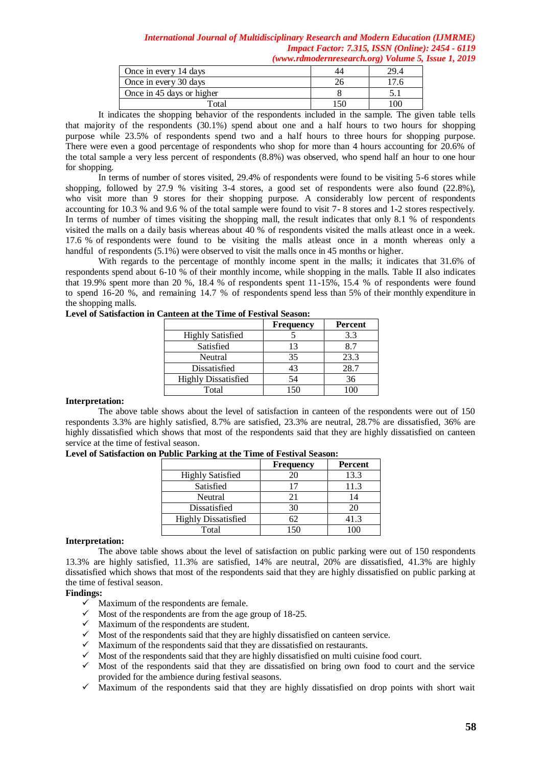| Once in every 14 days | 44 | 29.4 |
|---|---|---|
| Once in every 30 days | 26 | 17.6 |
| Once in 45 days or higher | 8 | 5.1 |
| Total | 150 | 100 |

It indicates the shopping behavior of the respondents included in the sample. The given table tells that majority of the respondents (30.1%) spend about one and a half hours to two hours for shopping purpose while 23.5% of respondents spend two and a half hours to three hours for shopping purpose. There were even a good percentage of respondents who shop for more than 4 hours accounting for 20.6% of the total sample a very less percent of respondents (8.8%) was observed, who spend half an hour to one hour for shopping.

In terms of number of stores visited, 29.4% of respondents were found to be visiting 5-6 stores while shopping, followed by 27.9 % visiting 3-4 stores, a good set of respondents were also found (22.8%), who visit more than 9 stores for their shopping purpose. A considerably low percent of respondents accounting for 10.3 % and 9.6 % of the total sample were found to visit 7- 8 stores and 1-2 stores respectively. In terms of number of times visiting the shopping mall, the result indicates that only 8.1 % of respondents visited the malls on a daily basis whereas about 40 % of respondents visited the malls atleast once in a week. 17.6 % of respondents were found to be visiting the malls atleast once in a month whereas only a handful of respondents (5.1%) were observed to visit the malls once in 45 months or higher.

With regards to the percentage of monthly income spent in the malls; it indicates that 31.6% of respondents spend about 6-10 % of their monthly income, while shopping in the malls. Table II also indicates that 19.9% spent more than 20 %, 18.4 % of respondents spent 11-15%, 15.4 % of respondents were found to spend 16-20 %, and remaining 14.7 % of respondents spend less than 5% of their monthly expenditure in the shopping malls.

**Level of Satisfaction in Canteen at the Time of Festival Season:**

| | Frequency | Percent |
|---|---|---|
| Highly Satisfied | 5 | 3.3 |
| Satisfied | 13 | 8.7 |
| Neutral | 35 | 23.3 |
| Dissatisfied | 43 | 28.7 |
| Highly Dissatisfied | 54 | 36 |
| Total | 150 | 100 |

**Interpretation:**

The above table shows about the level of satisfaction in canteen of the respondents were out of 150 respondents 3.3% are highly satisfied, 8.7% are satisfied, 23.3% are neutral, 28.7% are dissatisfied, 36% are highly dissatisfied which shows that most of the respondents said that they are highly dissatisfied on canteen service at the time of festival season.

**Level of Satisfaction on Public Parking at the Time of Festival Season:**

| | Frequency | Percent |
|---|---|---|
| Highly Satisfied | 20 | 13.3 |
| Satisfied | 17 | 11.3 |
| Neutral | 21 | 14 |
| Dissatisfied | 30 | 20 |
| Highly Dissatisfied | 62 | 41.3 |
| Total | 150 | 100 |

**Interpretation:**

The above table shows about the level of satisfaction on public parking were out of 150 respondents 13.3% are highly satisfied, 11.3% are satisfied, 14% are neutral, 20% are dissatisfied, 41.3% are highly dissatisfied which shows that most of the respondents said that they are highly dissatisfied on public parking at the time of festival season.

**Findings:**

- ✓ Maximum of the respondents are female.
- ✓ Most of the respondents are from the age group of 18-25.
- ✓ Maximum of the respondents are student.
- ✓ Most of the respondents said that they are highly dissatisfied on canteen service.
- ✓ Maximum of the respondents said that they are dissatisfied on restaurants.
- ✓ Most of the respondents said that they are highly dissatisfied on multi cuisine food court.
- ✓ Most of the respondents said that they are dissatisfied on bring own food to court and the service provided for the ambience during festival seasons.
- ✓ Maximum of the respondents said that they are highly dissatisfied on drop points with short wait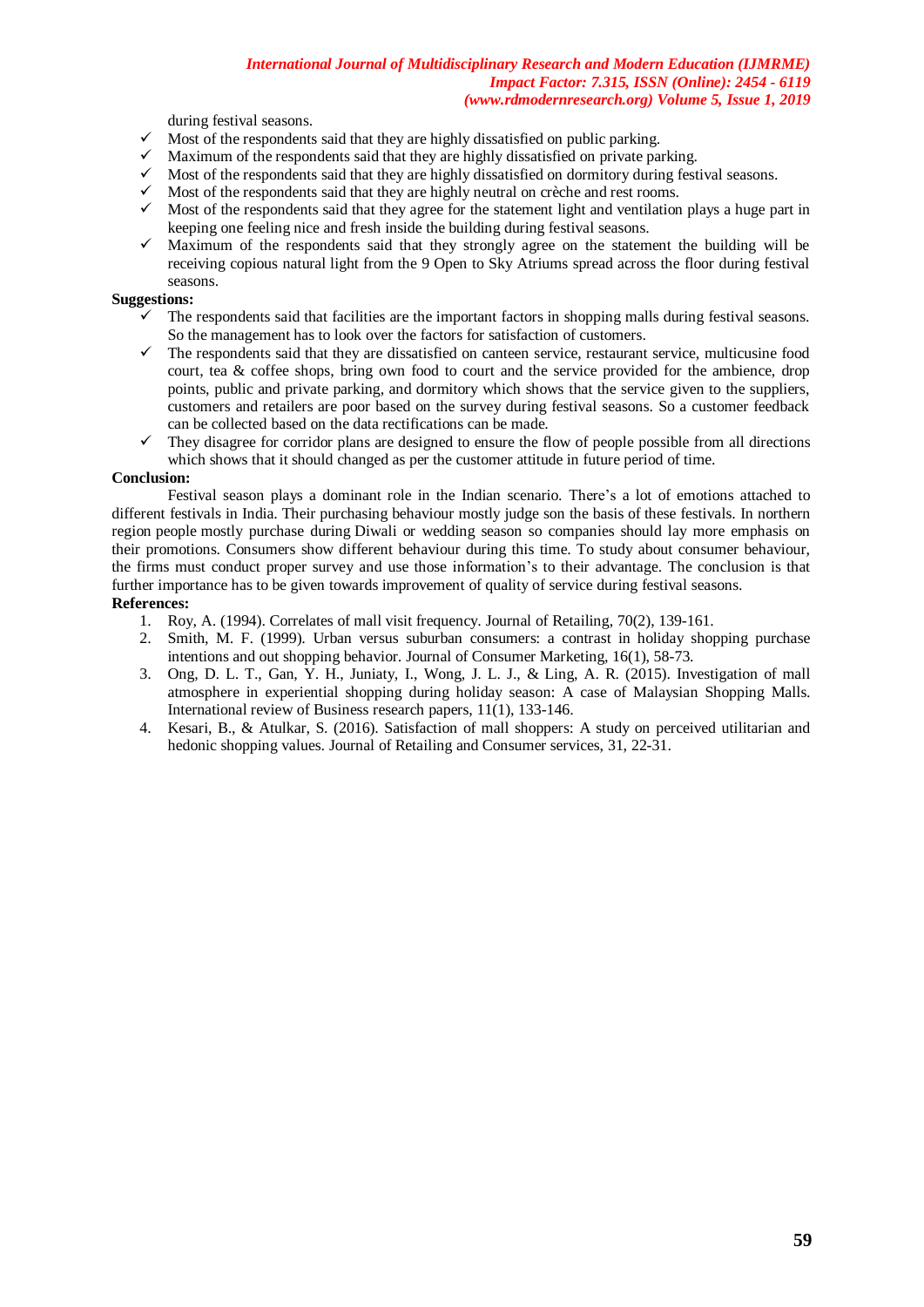during festival seasons.

- ✓ Most of the respondents said that they are highly dissatisfied on public parking.
- ✓ Maximum of the respondents said that they are highly dissatisfied on private parking.
- ✓ Most of the respondents said that they are highly dissatisfied on dormitory during festival seasons.
- ✓ Most of the respondents said that they are highly neutral on crèche and rest rooms.
- ✓ Most of the respondents said that they agree for the statement light and ventilation plays a huge part in keeping one feeling nice and fresh inside the building during festival seasons.
- ✓ Maximum of the respondents said that they strongly agree on the statement the building will be receiving copious natural light from the 9 Open to Sky Atriums spread across the floor during festival seasons.

**Suggestions:**

- ✓ The respondents said that facilities are the important factors in shopping malls during festival seasons. So the management has to look over the factors for satisfaction of customers.
- ✓ The respondents said that they are dissatisfied on canteen service, restaurant service, multicusine food court, tea & coffee shops, bring own food to court and the service provided for the ambience, drop points, public and private parking, and dormitory which shows that the service given to the suppliers, customers and retailers are poor based on the survey during festival seasons. So a customer feedback can be collected based on the data rectifications can be made.
- ✓ They disagree for corridor plans are designed to ensure the flow of people possible from all directions which shows that it should changed as per the customer attitude in future period of time.

**Conclusion:**

Festival season plays a dominant role in the Indian scenario. There's a lot of emotions attached to different festivals in India. Their purchasing behaviour mostly judge son the basis of these festivals. In northern region people mostly purchase during Diwali or wedding season so companies should lay more emphasis on their promotions. Consumers show different behaviour during this time. To study about consumer behaviour, the firms must conduct proper survey and use those information's to their advantage. The conclusion is that further importance has to be given towards improvement of quality of service during festival seasons.

**References:**

1. Roy, A. (1994). Correlates of mall visit frequency. Journal of Retailing, 70(2), 139-161.
2. Smith, M. F. (1999). Urban versus suburban consumers: a contrast in holiday shopping purchase intentions and out shopping behavior. Journal of Consumer Marketing, 16(1), 58-73.
3. Ong, D. L. T., Gan, Y. H., Juniaty, I., Wong, J. L. J., & Ling, A. R. (2015). Investigation of mall atmosphere in experiential shopping during holiday season: A case of Malaysian Shopping Malls. International review of Business research papers, 11(1), 133-146.
4. Kesari, B., & Atulkar, S. (2016). Satisfaction of mall shoppers: A study on perceived utilitarian and hedonic shopping values. Journal of Retailing and Consumer services, 31, 22-31.